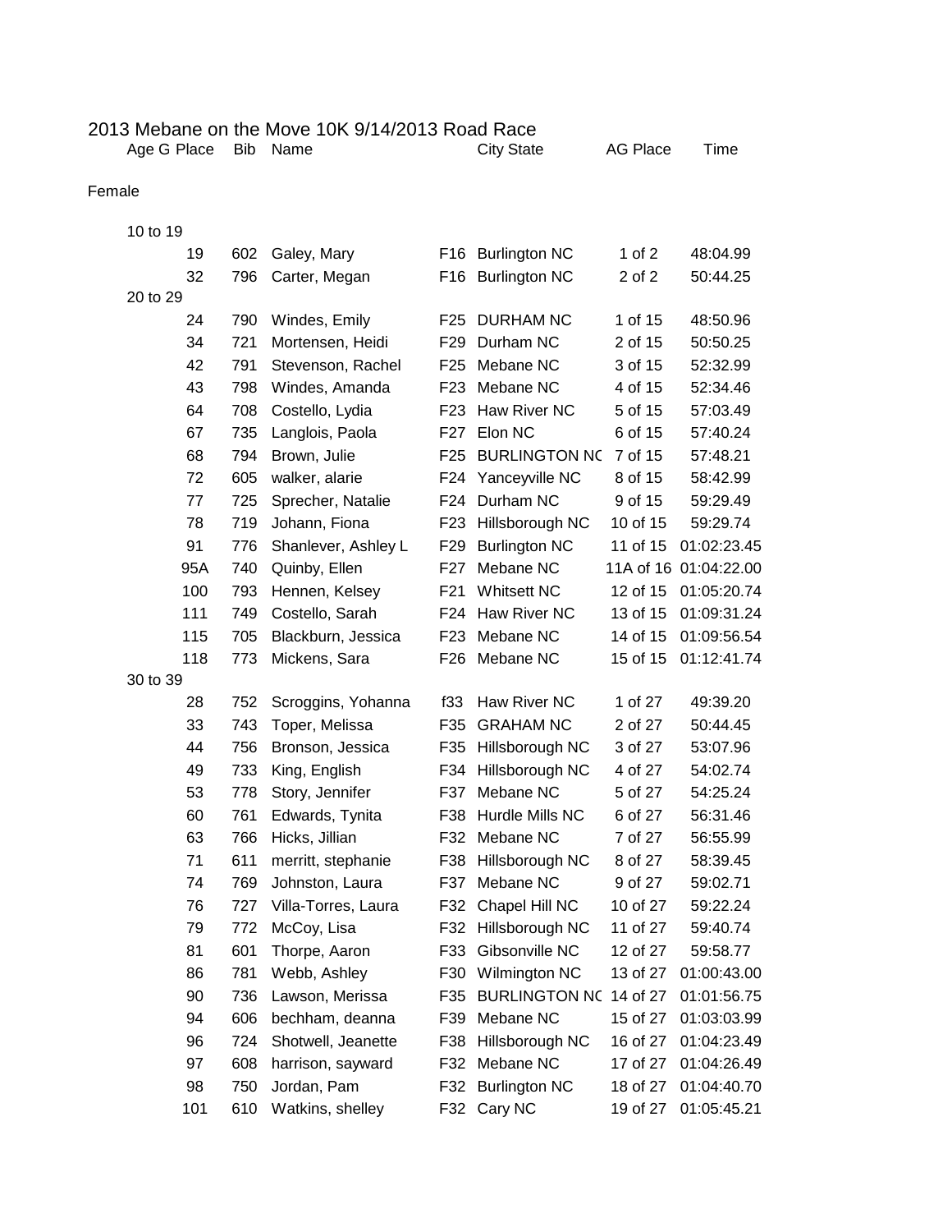# 2013 Mebane on the Move 10K 9/14/2013 Road Race

| Age G Place | Bib | Name | | City State | AG Place | Time |
|---|---|---|---|---|---|---|
| **Female** | | | | | | |
| 10 to 19 | | | | | | |
| 19 | 602 | Galey, Mary | F16 | Burlington NC | 1 of 2 | 48:04.99 |
| 32 | 796 | Carter, Megan | F16 | Burlington NC | 2 of 2 | 50:44.25 |
| 20 to 29 | | | | | | |
| 24 | 790 | Windes, Emily | F25 | DURHAM NC | 1 of 15 | 48:50.96 |
| 34 | 721 | Mortensen, Heidi | F29 | Durham NC | 2 of 15 | 50:50.25 |
| 42 | 791 | Stevenson, Rachel | F25 | Mebane NC | 3 of 15 | 52:32.99 |
| 43 | 798 | Windes, Amanda | F23 | Mebane NC | 4 of 15 | 52:34.46 |
| 64 | 708 | Costello, Lydia | F23 | Haw River NC | 5 of 15 | 57:03.49 |
| 67 | 735 | Langlois, Paola | F27 | Elon NC | 6 of 15 | 57:40.24 |
| 68 | 794 | Brown, Julie | F25 | BURLINGTON NC | 7 of 15 | 57:48.21 |
| 72 | 605 | walker, alarie | F24 | Yanceyville NC | 8 of 15 | 58:42.99 |
| 77 | 725 | Sprecher, Natalie | F24 | Durham NC | 9 of 15 | 59:29.49 |
| 78 | 719 | Johann, Fiona | F23 | Hillsborough NC | 10 of 15 | 59:29.74 |
| 91 | 776 | Shanlever, Ashley L | F29 | Burlington NC | 11 of 15 | 01:02:23.45 |
| 95A | 740 | Quinby, Ellen | F27 | Mebane NC | 11A of 16 | 01:04:22.00 |
| 100 | 793 | Hennen, Kelsey | F21 | Whitsett NC | 12 of 15 | 01:05:20.74 |
| 111 | 749 | Costello, Sarah | F24 | Haw River NC | 13 of 15 | 01:09:31.24 |
| 115 | 705 | Blackburn, Jessica | F23 | Mebane NC | 14 of 15 | 01:09:56.54 |
| 118 | 773 | Mickens, Sara | F26 | Mebane NC | 15 of 15 | 01:12:41.74 |
| 30 to 39 | | | | | | |
| 28 | 752 | Scroggins, Yohanna | f33 | Haw River NC | 1 of 27 | 49:39.20 |
| 33 | 743 | Toper, Melissa | F35 | GRAHAM NC | 2 of 27 | 50:44.45 |
| 44 | 756 | Bronson, Jessica | F35 | Hillsborough NC | 3 of 27 | 53:07.96 |
| 49 | 733 | King, English | F34 | Hillsborough NC | 4 of 27 | 54:02.74 |
| 53 | 778 | Story, Jennifer | F37 | Mebane NC | 5 of 27 | 54:25.24 |
| 60 | 761 | Edwards, Tynita | F38 | Hurdle Mills NC | 6 of 27 | 56:31.46 |
| 63 | 766 | Hicks, Jillian | F32 | Mebane NC | 7 of 27 | 56:55.99 |
| 71 | 611 | merritt, stephanie | F38 | Hillsborough NC | 8 of 27 | 58:39.45 |
| 74 | 769 | Johnston, Laura | F37 | Mebane NC | 9 of 27 | 59:02.71 |
| 76 | 727 | Villa-Torres, Laura | F32 | Chapel Hill NC | 10 of 27 | 59:22.24 |
| 79 | 772 | McCoy, Lisa | F32 | Hillsborough NC | 11 of 27 | 59:40.74 |
| 81 | 601 | Thorpe, Aaron | F33 | Gibsonville NC | 12 of 27 | 59:58.77 |
| 86 | 781 | Webb, Ashley | F30 | Wilmington NC | 13 of 27 | 01:00:43.00 |
| 90 | 736 | Lawson, Merissa | F35 | BURLINGTON NC | 14 of 27 | 01:01:56.75 |
| 94 | 606 | bechham, deanna | F39 | Mebane NC | 15 of 27 | 01:03:03.99 |
| 96 | 724 | Shotwell, Jeanette | F38 | Hillsborough NC | 16 of 27 | 01:04:23.49 |
| 97 | 608 | harrison, sayward | F32 | Mebane NC | 17 of 27 | 01:04:26.49 |
| 98 | 750 | Jordan, Pam | F32 | Burlington NC | 18 of 27 | 01:04:40.70 |
| 101 | 610 | Watkins, shelley | F32 | Cary NC | 19 of 27 | 01:05:45.21 |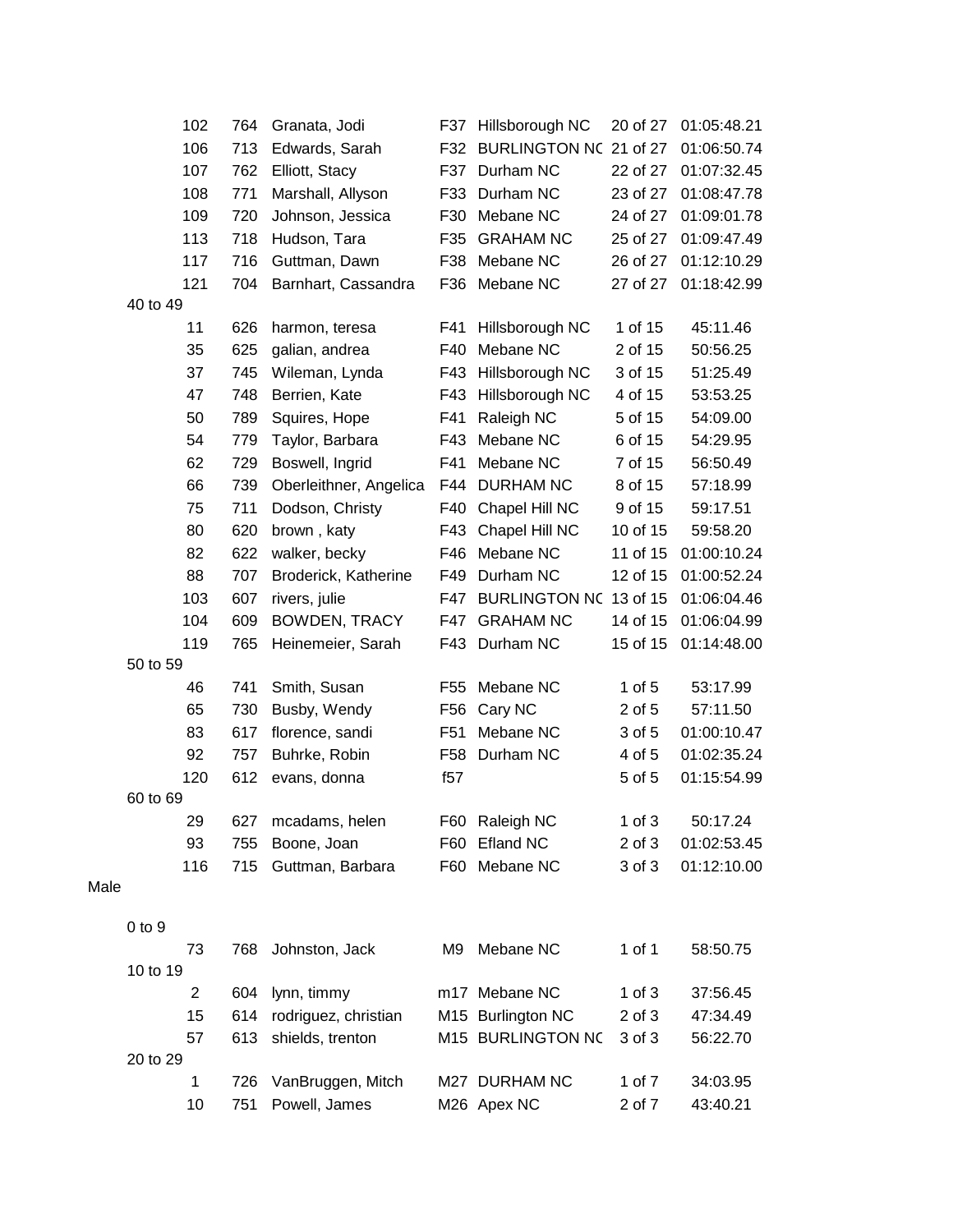| | | | | | | |
|---|---|---|---|---|---|---|
| 102 | 764 | Granata, Jodi | F37 | Hillsborough NC | 20 of 27 | 01:05:48.21 |
| 106 | 713 | Edwards, Sarah | F32 | BURLINGTON NC | 21 of 27 | 01:06:50.74 |
| 107 | 762 | Elliott, Stacy | F37 | Durham NC | 22 of 27 | 01:07:32.45 |
| 108 | 771 | Marshall, Allyson | F33 | Durham NC | 23 of 27 | 01:08:47.78 |
| 109 | 720 | Johnson, Jessica | F30 | Mebane NC | 24 of 27 | 01:09:01.78 |
| 113 | 718 | Hudson, Tara | F35 | GRAHAM NC | 25 of 27 | 01:09:47.49 |
| 117 | 716 | Guttman, Dawn | F38 | Mebane NC | 26 of 27 | 01:12:10.29 |
| 121 | 704 | Barnhart, Cassandra | F36 | Mebane NC | 27 of 27 | 01:18:42.99 |
| **40 to 49** | | | | | | |
| 11 | 626 | harmon, teresa | F41 | Hillsborough NC | 1 of 15 | 45:11.46 |
| 35 | 625 | galian, andrea | F40 | Mebane NC | 2 of 15 | 50:56.25 |
| 37 | 745 | Wileman, Lynda | F43 | Hillsborough NC | 3 of 15 | 51:25.49 |
| 47 | 748 | Berrien, Kate | F43 | Hillsborough NC | 4 of 15 | 53:53.25 |
| 50 | 789 | Squires, Hope | F41 | Raleigh NC | 5 of 15 | 54:09.00 |
| 54 | 779 | Taylor, Barbara | F43 | Mebane NC | 6 of 15 | 54:29.95 |
| 62 | 729 | Boswell, Ingrid | F41 | Mebane NC | 7 of 15 | 56:50.49 |
| 66 | 739 | Oberleithner, Angelica | F44 | DURHAM NC | 8 of 15 | 57:18.99 |
| 75 | 711 | Dodson, Christy | F40 | Chapel Hill NC | 9 of 15 | 59:17.51 |
| 80 | 620 | brown , katy | F43 | Chapel Hill NC | 10 of 15 | 59:58.20 |
| 82 | 622 | walker, becky | F46 | Mebane NC | 11 of 15 | 01:00:10.24 |
| 88 | 707 | Broderick, Katherine | F49 | Durham NC | 12 of 15 | 01:00:52.24 |
| 103 | 607 | rivers, julie | F47 | BURLINGTON NC | 13 of 15 | 01:06:04.46 |
| 104 | 609 | BOWDEN, TRACY | F47 | GRAHAM NC | 14 of 15 | 01:06:04.99 |
| 119 | 765 | Heinemeier, Sarah | F43 | Durham NC | 15 of 15 | 01:14:48.00 |
| **50 to 59** | | | | | | |
| 46 | 741 | Smith, Susan | F55 | Mebane NC | 1 of 5 | 53:17.99 |
| 65 | 730 | Busby, Wendy | F56 | Cary NC | 2 of 5 | 57:11.50 |
| 83 | 617 | florence, sandi | F51 | Mebane NC | 3 of 5 | 01:00:10.47 |
| 92 | 757 | Buhrke, Robin | F58 | Durham NC | 4 of 5 | 01:02:35.24 |
| 120 | 612 | evans, donna | f57 | | 5 of 5 | 01:15:54.99 |
| **60 to 69** | | | | | | |
| 29 | 627 | mcadams, helen | F60 | Raleigh NC | 1 of 3 | 50:17.24 |
| 93 | 755 | Boone, Joan | F60 | Efland NC | 2 of 3 | 01:02:53.45 |
| 116 | 715 | Guttman, Barbara | F60 | Mebane NC | 3 of 3 | 01:12:10.00 |

**Male**

| | | | | | | |
|---|---|---|---|---|---|---|
| **0 to 9** | | | | | | |
| 73 | 768 | Johnston, Jack | M9 | Mebane NC | 1 of 1 | 58:50.75 |
| **10 to 19** | | | | | | |
| 2 | 604 | lynn, timmy | m17 | Mebane NC | 1 of 3 | 37:56.45 |
| 15 | 614 | rodriguez, christian | M15 | Burlington NC | 2 of 3 | 47:34.49 |
| 57 | 613 | shields, trenton | M15 | BURLINGTON NC | 3 of 3 | 56:22.70 |
| **20 to 29** | | | | | | |
| 1 | 726 | VanBruggen, Mitch | M27 | DURHAM NC | 1 of 7 | 34:03.95 |
| 10 | 751 | Powell, James | M26 | Apex NC | 2 of 7 | 43:40.21 |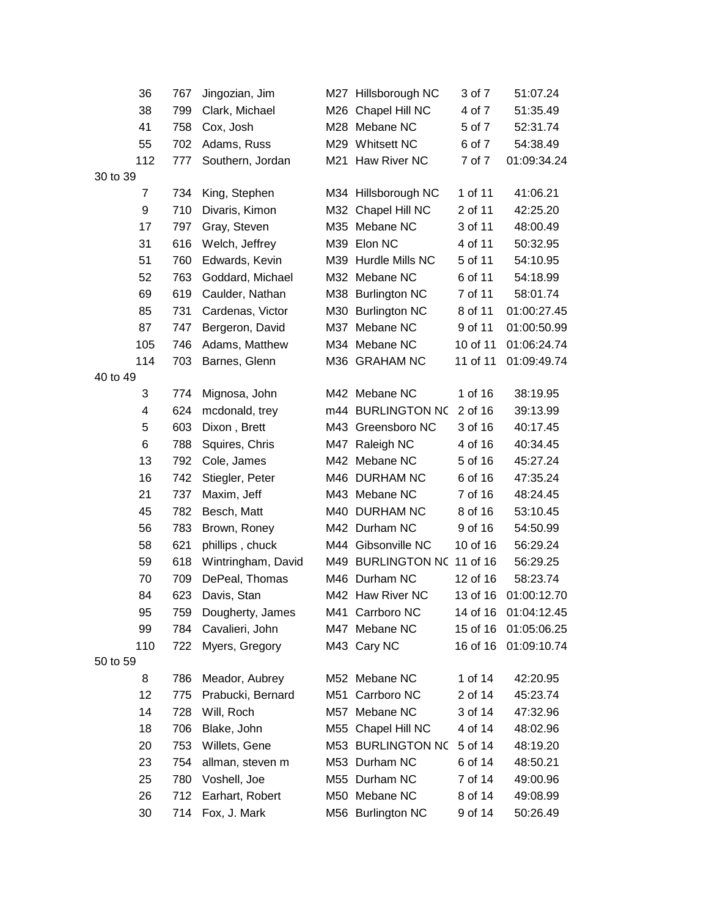| | | | | | | |
|---|---|---|---|---|---|---|
| 36 | 767 | Jingozian, Jim | M27 | Hillsborough NC | 3 of 7 | 51:07.24 |
| 38 | 799 | Clark, Michael | M26 | Chapel Hill NC | 4 of 7 | 51:35.49 |
| 41 | 758 | Cox, Josh | M28 | Mebane NC | 5 of 7 | 52:31.74 |
| 55 | 702 | Adams, Russ | M29 | Whitsett NC | 6 of 7 | 54:38.49 |
| 112 | 777 | Southern, Jordan | M21 | Haw River NC | 7 of 7 | 01:09:34.24 |
| 30 to 39 | | | | | | |
| 7 | 734 | King, Stephen | M34 | Hillsborough NC | 1 of 11 | 41:06.21 |
| 9 | 710 | Divaris, Kimon | M32 | Chapel Hill NC | 2 of 11 | 42:25.20 |
| 17 | 797 | Gray, Steven | M35 | Mebane NC | 3 of 11 | 48:00.49 |
| 31 | 616 | Welch, Jeffrey | M39 | Elon NC | 4 of 11 | 50:32.95 |
| 51 | 760 | Edwards, Kevin | M39 | Hurdle Mills NC | 5 of 11 | 54:10.95 |
| 52 | 763 | Goddard, Michael | M32 | Mebane NC | 6 of 11 | 54:18.99 |
| 69 | 619 | Caulder, Nathan | M38 | Burlington NC | 7 of 11 | 58:01.74 |
| 85 | 731 | Cardenas, Victor | M30 | Burlington NC | 8 of 11 | 01:00:27.45 |
| 87 | 747 | Bergeron, David | M37 | Mebane NC | 9 of 11 | 01:00:50.99 |
| 105 | 746 | Adams, Matthew | M34 | Mebane NC | 10 of 11 | 01:06:24.74 |
| 114 | 703 | Barnes, Glenn | M36 | GRAHAM NC | 11 of 11 | 01:09:49.74 |
| 40 to 49 | | | | | | |
| 3 | 774 | Mignosa, John | M42 | Mebane NC | 1 of 16 | 38:19.95 |
| 4 | 624 | mcdonald, trey | m44 | BURLINGTON NC | 2 of 16 | 39:13.99 |
| 5 | 603 | Dixon , Brett | M43 | Greensboro NC | 3 of 16 | 40:17.45 |
| 6 | 788 | Squires, Chris | M47 | Raleigh NC | 4 of 16 | 40:34.45 |
| 13 | 792 | Cole, James | M42 | Mebane NC | 5 of 16 | 45:27.24 |
| 16 | 742 | Stiegler, Peter | M46 | DURHAM NC | 6 of 16 | 47:35.24 |
| 21 | 737 | Maxim, Jeff | M43 | Mebane NC | 7 of 16 | 48:24.45 |
| 45 | 782 | Besch, Matt | M40 | DURHAM NC | 8 of 16 | 53:10.45 |
| 56 | 783 | Brown, Roney | M42 | Durham NC | 9 of 16 | 54:50.99 |
| 58 | 621 | phillips , chuck | M44 | Gibsonville NC | 10 of 16 | 56:29.24 |
| 59 | 618 | Wintringham, David | M49 | BURLINGTON NC | 11 of 16 | 56:29.25 |
| 70 | 709 | DePeal, Thomas | M46 | Durham NC | 12 of 16 | 58:23.74 |
| 84 | 623 | Davis, Stan | M42 | Haw River NC | 13 of 16 | 01:00:12.70 |
| 95 | 759 | Dougherty, James | M41 | Carrboro NC | 14 of 16 | 01:04:12.45 |
| 99 | 784 | Cavalieri, John | M47 | Mebane NC | 15 of 16 | 01:05:06.25 |
| 110 | 722 | Myers, Gregory | M43 | Cary NC | 16 of 16 | 01:09:10.74 |
| 50 to 59 | | | | | | |
| 8 | 786 | Meador, Aubrey | M52 | Mebane NC | 1 of 14 | 42:20.95 |
| 12 | 775 | Prabucki, Bernard | M51 | Carrboro NC | 2 of 14 | 45:23.74 |
| 14 | 728 | Will, Roch | M57 | Mebane NC | 3 of 14 | 47:32.96 |
| 18 | 706 | Blake, John | M55 | Chapel Hill NC | 4 of 14 | 48:02.96 |
| 20 | 753 | Willets, Gene | M53 | BURLINGTON NC | 5 of 14 | 48:19.20 |
| 23 | 754 | allman, steven m | M53 | Durham NC | 6 of 14 | 48:50.21 |
| 25 | 780 | Voshell, Joe | M55 | Durham NC | 7 of 14 | 49:00.96 |
| 26 | 712 | Earhart, Robert | M50 | Mebane NC | 8 of 14 | 49:08.99 |
| 30 | 714 | Fox, J. Mark | M56 | Burlington NC | 9 of 14 | 50:26.49 |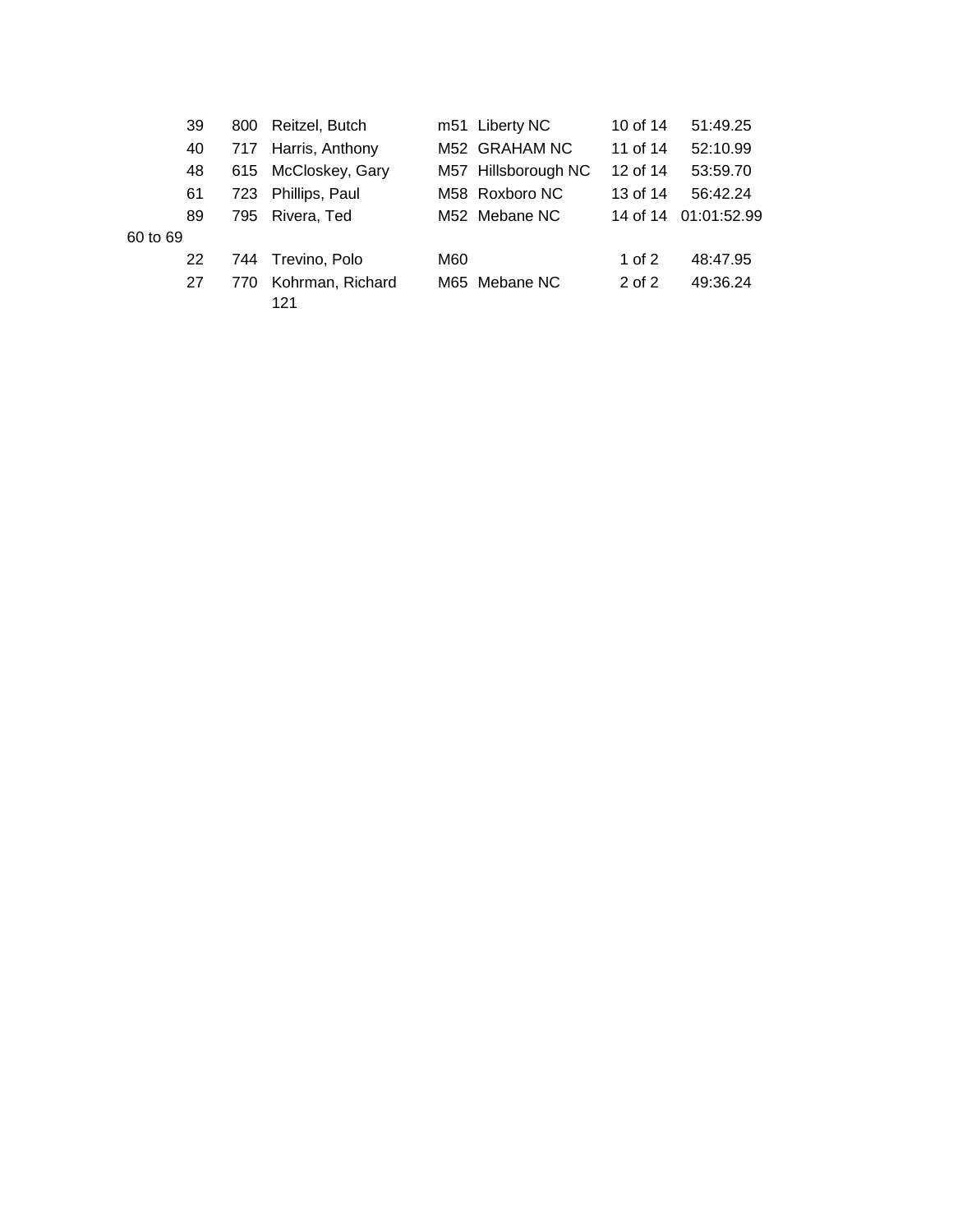| | | | | | | | |
|---|---|---|---|---|---|---|---|
| | 39 | 800 | Reitzel, Butch | m51 | Liberty NC | 10 of 14 | 51:49.25 |
| | 40 | 717 | Harris, Anthony | M52 | GRAHAM NC | 11 of 14 | 52:10.99 |
| | 48 | 615 | McCloskey, Gary | M57 | Hillsborough NC | 12 of 14 | 53:59.70 |
| | 61 | 723 | Phillips, Paul | M58 | Roxboro NC | 13 of 14 | 56:42.24 |
| | 89 | 795 | Rivera, Ted | M52 | Mebane NC | 14 of 14 | 01:01:52.99 |
| 60 to 69 | | | | | | | |
| | 22 | 744 | Trevino, Polo | M60 | | 1 of 2 | 48:47.95 |
| | 27 | 770 | Kohrman, Richard | M65 | Mebane NC | 2 of 2 | 49:36.24 |
| | | | 121 | | | | |